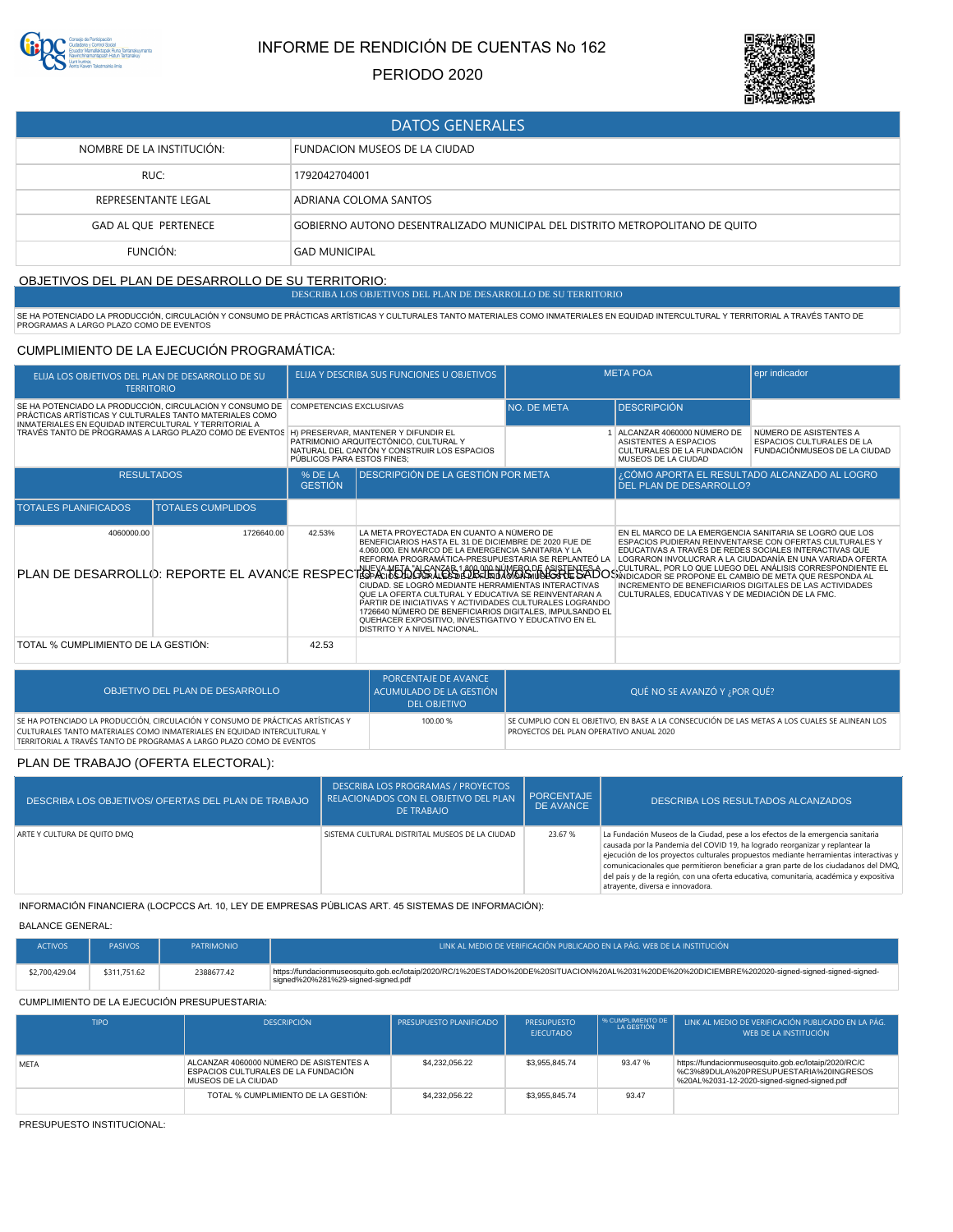# INFORME DE RENDICIÓN DE CUENTAS No 162

## PERIODO 2020

| DATOS GENERALES | |
|---|---|
| NOMBRE DE LA INSTITUCIÓN: | FUNDACION MUSEOS DE LA CIUDAD |
| RUC: | 1792042704001 |
| REPRESENTANTE LEGAL | ADRIANA COLOMA SANTOS |
| GAD AL QUE PERTENECE | GOBIERNO AUTONO DESENTRALIZADO MUNICIPAL DEL DISTRITO METROPOLITANO DE QUITO |
| FUNCIÓN: | GAD MUNICIPAL |

## OBJETIVOS DEL PLAN DE DESARROLLO DE SU TERRITORIO:

| DESCRIBA LOS OBJETIVOS DEL PLAN DE DESARROLLO DE SU TERRITORIO |
|---|
| SE HA POTENCIADO LA PRODUCCIÓN, CIRCULACIÓN Y CONSUMO DE PRÁCTICAS ARTÍSTICAS Y CULTURALES TANTO MATERIALES COMO INMATERIALES EN EQUIDAD INTERCULTURAL Y TERRITORIAL A TRAVÉS TANTO DE PROGRAMAS A LARGO PLAZO COMO DE EVENTOS |

## CUMPLIMIENTO DE LA EJECUCIÓN PROGRAMÁTICA:

| ELIJA LOS OBJETIVOS DEL PLAN DE DESARROLLO DE SU TERRITORIO | ELIJA Y DESCRIBA SUS FUNCIONES U OBJETIVOS | META POA | | epr indicador |
|---|---|---|---|---|
| SE HA POTENCIADO LA PRODUCCIÓN, CIRCULACIÓN Y CONSUMO DE PRÁCTICAS ARTÍSTICAS Y CULTURALES TANTO MATERIALES COMO INMATERIALES EN EQUIDAD INTERCULTURAL Y TERRITORIAL A TRAVÉS TANTO DE PROGRAMAS A LARGO PLAZO COMO DE EVENTOS | COMPETENCIAS EXCLUSIVAS | NO. DE META | DESCRIPCIÓN | |
| | H) PRESERVAR, MANTENER Y DIFUNDIR EL PATRIMONIO ARQUITECTÓNICO, CULTURAL Y NATURAL DEL CANTÓN Y CONSTRUIR LOS ESPACIOS PÚBLICOS PARA ESTOS FINES; | 1 | ALCANZAR 4060000 NÚMERO DE ASISTENTES A ESPACIOS CULTURALES DE LA FUNDACIÓN MUSEOS DE LA CIUDAD | NÚMERO DE ASISTENTES A ESPACIOS CULTURALES DE LA FUNDACIÓNMUSEOS DE LA CIUDAD |

| RESULTADOS | | % DE LA GESTIÓN | DESCRIPCIÓN DE LA GESTIÓN POR META | ¿CÓMO APORTA EL RESULTADO ALCANZADO AL LOGRO DEL PLAN DE DESARROLLO? |
|---|---|---|---|---|
| TOTALES PLANIFICADOS | TOTALES CUMPLIDOS | | | |
| 4060000.00 | 1726640.00 | 42.53% | LA META PROYECTADA EN CUANTO A NÚMERO DE BENEFICIARIOS HASTA EL 31 DE DICIEMBRE DE 2020 FUE DE 4.060.000. EN MARCO DE LA EMERGENCIA SANITARIA Y LA REFORMA PROGRAMÁTICA-PRESUPUESTARIA SE REPLANTEÓ LA NUEVA META "ALCANZAR 1.800.000 NÚMERO DE ASISTENTES A ESPACIOS CULTURALES DE LA FUNDACIÓN MUSEOS DE LA CIUDAD. SE LOGRÓ MEDIANTE HERRAMIENTAS INTERACTIVAS QUE LA OFERTA CULTURAL Y EDUCATIVA SE REINVENTARAN A PARTIR DE INICIATIVAS Y ACTIVIDADES CULTURALES LOGRANDO 1726640 NÚMERO DE BENEFICIARIOS DIGITALES, IMPULSANDO EL QUEHACER EXPOSITIVO, INVESTIGATIVO Y EDUCATIVO EN EL DISTRITO Y A NIVEL NACIONAL. | EN EL MARCO DE LA EMERGENCIA SANITARIA SE LOGRÓ QUE LOS ESPACIOS PUDIERAN REINVENTARSE CON OFERTAS CULTURALES Y EDUCATIVAS A TRAVÉS DE REDES SOCIALES INTERACTIVAS QUE LOGRARON INVOLUCRAR A LA CIUDADANÍA EN UNA VARIADA OFERTA CULTURAL, POR LO QUE LUEGO DEL ANÁLISIS CORRESPONDIENTE EL INDICADOR SE PROPONE EL CAMBIO DE META QUE RESPONDA AL INCREMENTO DE BENEFICIARIOS DIGITALES DE LAS ACTIVIDADES CULTURALES, EDUCATIVAS Y DE MEDIACIÓN DE LA FMC. |
| TOTAL % CUMPLIMIENTO DE LA GESTIÓN: | | 42.53 | | |

PLAN DE DESARROLLO: REPORTE EL AVANCE RESPECTO A TODOS LOS OBJETIVOS INGRESADOS

| OBJETIVO DEL PLAN DE DESARROLLO | PORCENTAJE DE AVANCE ACUMULADO DE LA GESTIÓN DEL OBJETIVO | QUÉ NO SE AVANZÓ Y ¿POR QUÉ? |
|---|---|---|
| SE HA POTENCIADO LA PRODUCCIÓN, CIRCULACIÓN Y CONSUMO DE PRÁCTICAS ARTÍSTICAS Y CULTURALES TANTO MATERIALES COMO INMATERIALES EN EQUIDAD INTERCULTURAL Y TERRITORIAL A TRAVÉS TANTO DE PROGRAMAS A LARGO PLAZO COMO DE EVENTOS | 100.00 % | SE CUMPLIO CON EL OBJETIVO, EN BASE A LA CONSECUCIÓN DE LAS METAS A LOS CUALES SE ALINEAN LOS PROYECTOS DEL PLAN OPERATIVO ANUAL 2020 |

## PLAN DE TRABAJO (OFERTA ELECTORAL):

| DESCRIBA LOS OBJETIVOS/ OFERTAS DEL PLAN DE TRABAJO | DESCRIBA LOS PROGRAMAS / PROYECTOS RELACIONADOS CON EL OBJETIVO DEL PLAN DE TRABAJO | PORCENTAJE DE AVANCE | DESCRIBA LOS RESULTADOS ALCANZADOS |
|---|---|---|---|
| ARTE Y CULTURA DE QUITO DMQ | SISTEMA CULTURAL DISTRITAL MUSEOS DE LA CIUDAD | 23.67 % | La Fundación Museos de la Ciudad, pese a los efectos de la emergencia sanitaria causada por la Pandemia del COVID 19, ha logrado reorganizar y replantear la ejecución de los proyectos culturales propuestos mediante herramientas interactivas y comunicacionales que permitieron beneficiar a gran parte de los ciudadanos del DMQ, del país y de la región, con una oferta educativa, comunitaria, académica y expositiva atrayente, diversa e innovadora. |

INFORMACIÓN FINANCIERA (LOCPCCS Art. 10, LEY DE EMPRESAS PÚBLICAS ART. 45 SISTEMAS DE INFORMACIÓN):

BALANCE GENERAL:

| ACTIVOS | PASIVOS | PATRIMONIO | LINK AL MEDIO DE VERIFICACIÓN PUBLICADO EN LA PÁG. WEB DE LA INSTITUCIÓN |
|---|---|---|---|
| $2,700,429.04 | $311,751.62 | 2388677.42 | https://fundacionmuseosquito.gob.ec/lotaip/2020/RC/1%20ESTADO%20DE%20SITUACION%20AL%2031%20DE%20DICIEMBRE%202020-signed-signed-signed-signed%20%281%29-signed-signed.pdf |

CUMPLIMIENTO DE LA EJECUCIÓN PRESUPUESTARIA:

| TIPO | DESCRIPCIÓN | PRESUPUESTO PLANIFICADO | PRESUPUESTO EJECUTADO | % CUMPLIMIENTO DE LA GESTIÓN | LINK AL MEDIO DE VERIFICACIÓN PUBLICADO EN LA PÁG. WEB DE LA INSTITUCIÓN |
|---|---|---|---|---|---|
| META | ALCANZAR 4060000 NÚMERO DE ASISTENTES A ESPACIOS CULTURALES DE LA FUNDACIÓN MUSEOS DE LA CIUDAD | $4,232,056.22 | $3,955,845.74 | 93.47 % | https://fundacionmuseosquito.gob.ec/lotaip/2020/RC/C%C3%89DULA%20PRESUPUESTARIA%20INGRESOS%20AL%2031-12-2020-signed-signed-signed.pdf |
| | TOTAL % CUMPLIMIENTO DE LA GESTIÓN: | $4,232,056.22 | $3,955,845.74 | 93.47 | |

PRESUPUESTO INSTITUCIONAL: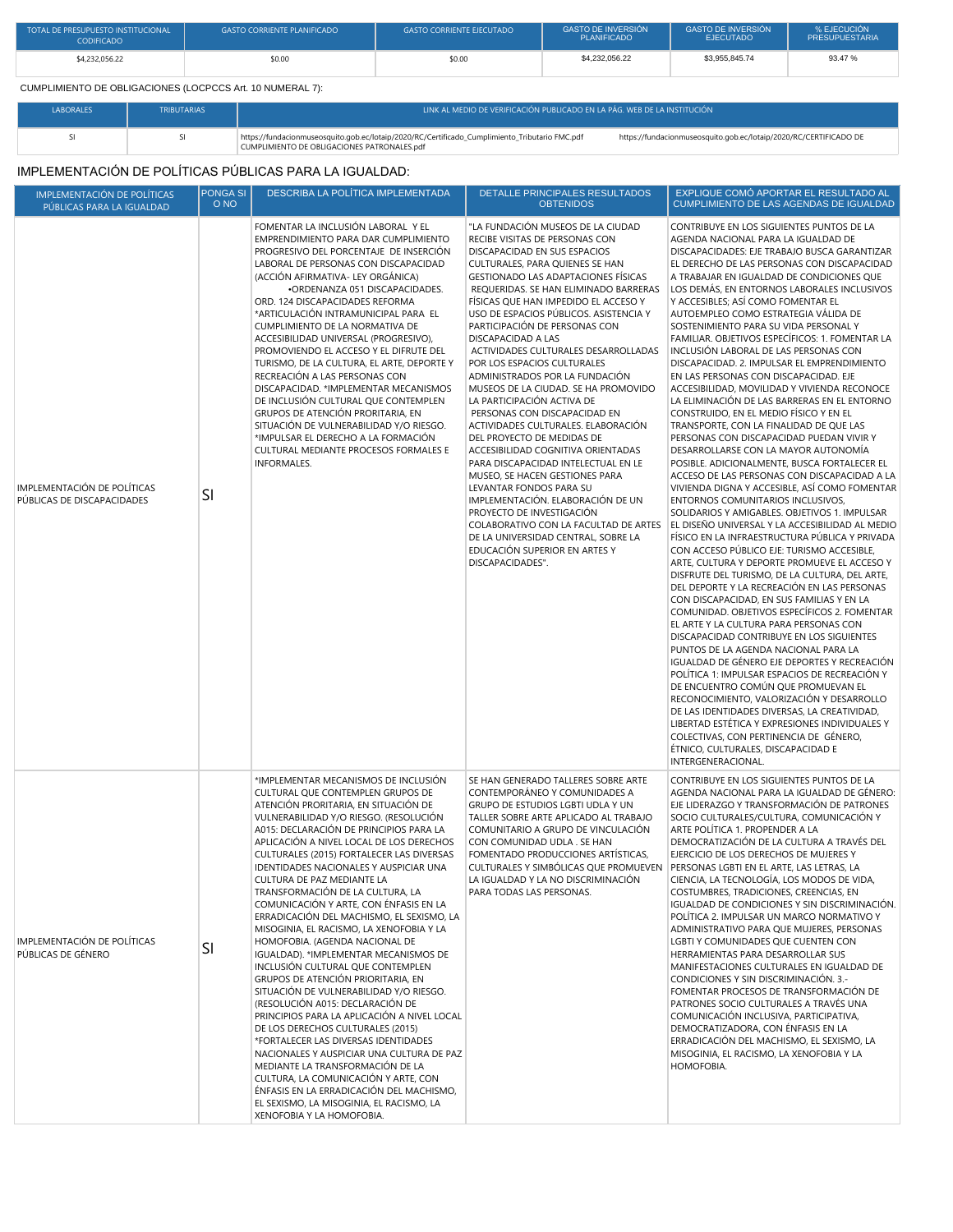| TOTAL DE PRESUPUESTO INSTITUCIONAL CODIFICADO | GASTO CORRIENTE PLANIFICADO | GASTO CORRIENTE EJECUTADO | GASTO DE INVERSIÓN PLANIFICADO | GASTO DE INVERSIÓN EJECUTADO | % EJECUCIÓN PRESUPUESTARIA |
| --- | --- | --- | --- | --- | --- |
| $4,232,056.22 | $0.00 | $0.00 | $4,232,056.22 | $3,955,845.74 | 93.47 % |

CUMPLIMIENTO DE OBLIGACIONES (LOCPCCS Art. 10 NUMERAL 7):

| LABORALES | TRIBUTARIAS | LINK AL MEDIO DE VERIFICACIÓN PUBLICADO EN LA PÁG. WEB DE LA INSTITUCIÓN |
| --- | --- | --- |
| SI | SI | https://fundacionmuseosquito.gob.ec/lotaip/2020/RC/Certificado_Cumplimiento_Tributario FMC.pdf https://fundacionmuseosquito.gob.ec/lotaip/2020/RC/CERTIFICADO DE CUMPLIMIENTO DE OBLIGACIONES PATRONALES.pdf |

## IMPLEMENTACIÓN DE POLÍTICAS PÚBLICAS PARA LA IGUALDAD:

| IMPLEMENTACIÓN DE POLÍTICAS PÚBLICAS PARA LA IGUALDAD | PONGA SI O NO | DESCRIBA LA POLÍTICA IMPLEMENTADA | DETALLE PRINCIPALES RESULTADOS OBTENIDOS | EXPLIQUE COMÓ APORTAR EL RESULTADO AL CUMPLIMIENTO DE LAS AGENDAS DE IGUALDAD |
| --- | --- | --- | --- | --- |
| IMPLEMENTACIÓN DE POLÍTICAS PÚBLICAS DE DISCAPACIDADES | SI | FOMENTAR LA INCLUSIÓN LABORAL Y EL EMPRENDIMIENTO PARA DAR CUMPLIMIENTO PROGRESIVO DEL PORCENTAJE DE INSERCIÓN LABORAL DE PERSONAS CON DISCAPACIDAD (ACCIÓN AFIRMATIVA- LEY ORGÁNICA) •ORDENANZA 051 DISCAPACIDADES. ORD. 124 DISCAPACIDADES REFORMA *ARTICULACIÓN INTRAMUNICIPAL PARA EL CUMPLIMIENTO DE LA NORMATIVA DE ACCESIBILIDAD UNIVERSAL (PROGRESIVO), PROMOVIENDO EL ACCESO Y EL DIFRUTE DEL TURISMO, DE LA CULTURA, EL ARTE, DEPORTE Y RECREACIÓN A LAS PERSONAS CON DISCAPACIDAD. *IMPLEMENTAR MECANISMOS DE INCLUSIÓN CULTURAL QUE CONTEMPLEN GRUPOS DE ATENCIÓN PRIORITARIA, EN SITUACIÓN DE VULNERABILIDAD Y/O RIESGO. *IMPULSAR EL DERECHO A LA FORMACIÓN CULTURAL MEDIANTE PROCESOS FORMALES E INFORMALES. | "LA FUNDACIÓN MUSEOS DE LA CIUDAD RECIBE VISITAS DE PERSONAS CON DISCAPACIDAD EN SUS ESPACIOS CULTURALES, PARA QUIENES SE HAN GESTIONADO LAS ADAPTACIONES FÍSICAS REQUERIDAS. SE HAN ELIMINADO BARRERAS FÍSICAS QUE HAN IMPEDIDO EL ACCESO Y USO DE ESPACIOS PÚBLICOS. ASISTENCIA Y PARTICIPACIÓN DE PERSONAS CON DISCAPACIDAD A LAS ACTIVIDADES CULTURALES DESARROLLADAS POR LOS ESPACIOS CULTURALES ADMINISTRADOS POR LA FUNDACIÓN MUSEOS DE LA CIUDAD. SE HA PROMOVIDO LA PARTICIPACIÓN ACTIVA DE PERSONAS CON DISCAPACIDAD EN ACTIVIDADES CULTURALES. ELABORACIÓN DEL PROYECTO DE MEDIDAS DE ACCESIBILIDAD COGNITIVA ORIENTADAS PARA DISCAPACIDAD INTELECTUAL EN LE MUSEO, SE HACEN GESTIONES PARA LEVANTAR FONDOS PARA SU IMPLEMENTACIÓN. ELABORACIÓN DE UN PROYECTO DE INVESTIGACIÓN COLABORATIVO CON LA FACULTAD DE ARTES DE LA UNIVERSIDAD CENTRAL, SOBRE LA EDUCACIÓN SUPERIOR EN ARTES Y DISCAPACIDADES". | CONTRIBUYE EN LOS SIGUIENTES PUNTOS DE LA AGENDA NACIONAL PARA LA IGUALDAD DE DISCAPACIDADES: EJE TRABAJO BUSCA GARANTIZAR EL DERECHO DE LAS PERSONAS CON DISCAPACIDAD A TRABAJAR EN IGUALDAD DE CONDICIONES QUE LOS DEMÁS, EN ENTORNOS LABORALES INCLUSIVOS Y ACCESIBLES; ASÍ COMO FOMENTAR EL AUTOEMPLEO COMO ESTRATEGIA VÁLIDA DE SOSTENIMIENTO PARA SU VIDA PERSONAL Y FAMILIAR. OBJETIVOS ESPECÍFICOS: 1. FOMENTAR LA INCLUSIÓN LABORAL DE LAS PERSONAS CON DISCAPACIDAD. 2. IMPULSAR EL EMPRENDIMIENTO EN LAS PERSONAS CON DISCAPACIDAD. EJE ACCESIBILIDAD, MOVILIDAD Y VIVIENDA RECONOCE LA ELIMINACIÓN DE LAS BARRERAS EN EL ENTORNO CONSTRUIDO, EN EL MEDIO FÍSICO Y EN EL TRANSPORTE, CON LA FINALIDAD DE QUE LAS PERSONAS CON DISCAPACIDAD PUEDAN VIVIR Y DESARROLLARSE CON LA MAYOR AUTONOMÍA POSIBLE. ADICIONALMENTE, BUSCA FORTALECER EL ACCESO DE LAS PERSONAS CON DISCAPACIDAD A LA VIVIENDA DIGNA Y ACCESIBLE, ASÍ COMO FOMENTAR ENTORNOS COMUNITARIOS INCLUSIVOS, SOLIDARIOS Y AMIGABLES. OBJETIVOS 1. IMPULSAR EL DISEÑO UNIVERSAL Y LA ACCESIBILIDAD AL MEDIO FÍSICO EN LA INFRAESTRUCTURA PÚBLICA Y PRIVADA CON ACCESO PÚBLICO EJE: TURISMO ACCESIBLE, ARTE, CULTURA Y DEPORTE PROMUEVE EL ACCESO Y DISFRUTE DEL TURISMO, DE LA CULTURA, DEL ARTE, DEL DEPORTE Y LA RECREACIÓN EN LAS PERSONAS CON DISCAPACIDAD, EN SUS FAMILIAS Y EN LA COMUNIDAD. OBJETIVOS ESPECÍFICOS 2. FOMENTAR EL ARTE Y LA CULTURA PARA PERSONAS CON DISCAPACIDAD CONTRIBUYE EN LOS SIGUIENTES PUNTOS DE LA AGENDA NACIONAL PARA LA IGUALDAD DE GÉNERO EJE DEPORTES Y RECREACIÓN POLÍTICA 1: IMPULSAR ESPACIOS DE RECREACIÓN Y DE ENCUENTRO COMÚN QUE PROMUEVAN EL RECONOCIMIENTO, VALORIZACIÓN Y DESARROLLO DE LAS IDENTIDADES DIVERSAS, LA CREATIVIDAD, LIBERTAD ESTÉTICA Y EXPRESIONES INDIVIDUALES Y COLECTIVAS, CON PERTINENCIA DE GÉNERO, ÉTNICO, CULTURALES, DISCAPACIDAD E INTERGENERACIONAL. |
| IMPLEMENTACIÓN DE POLÍTICAS PÚBLICAS DE GÉNERO | SI | *IMPLEMENTAR MECANISMOS DE INCLUSIÓN CULTURAL QUE CONTEMPLEN GRUPOS DE ATENCIÓN PRORITARIA, EN SITUACIÓN DE VULNERABILIDAD Y/O RIESGO. (RESOLUCIÓN A015: DECLARACIÓN DE PRINCIPIOS PARA LA APLICACIÓN A NIVEL LOCAL DE LOS DERECHOS CULTURALES (2015) FORTALECER LAS DIVERSAS IDENTIDADES NACIONALES Y AUSPICIAR UNA CULTURA DE PAZ MEDIANTE LA TRANSFORMACIÓN DE LA CULTURA, LA COMUNICACIÓN Y ARTE, CON ÉNFASIS EN LA ERRADICACIÓN DEL MACHISMO, EL SEXISMO, LA MISOGINIA, EL RACISMO, LA XENOFOBIA Y LA HOMOFOBIA. (AGENDA NACIONAL DE IGUALDAD). *IMPLEMENTAR MECANISMOS DE INCLUSIÓN CULTURAL QUE CONTEMPLEN GRUPOS DE ATENCIÓN PRIORITARIA, EN SITUACIÓN DE VULNERABILIDAD Y/O RIESGO. (RESOLUCIÓN A015: DECLARACIÓN DE PRINCIPIOS PARA LA APLICACIÓN A NIVEL LOCAL DE LOS DERECHOS CULTURALES (2015) *FORTALECER LAS DIVERSAS IDENTIDADES NACIONALES Y AUSPICIAR UNA CULTURA DE PAZ MEDIANTE LA TRANSFORMACIÓN DE LA CULTURA, LA COMUNICACIÓN Y ARTE, CON ÉNFASIS EN LA ERRADICACIÓN DEL MACHISMO, EL SEXISMO, LA MISOGINIA, EL RACISMO, LA XENOFOBIA Y LA HOMOFOBIA. | SE HAN GENERADO TALLERES SOBRE ARTE CONTEMPORÁNEO Y COMUNIDADES A GRUPO DE ESTUDIOS LGBTI UDLA Y UN TALLER SOBRE ARTE APLICADO AL TRABAJO COMUNITARIO A GRUPO DE VINCULACIÓN CON COMUNIDAD UDLA . SE HAN FOMENTADO PRODUCCIONES ARTÍSTICAS, CULTURALES Y SIMBÓLICAS QUE PROMUEVEN LA IGUALDAD Y LA NO DISCRIMINACIÓN PARA TODAS LAS PERSONAS. | CONTRIBUYE EN LOS SIGUIENTES PUNTOS DE LA AGENDA NACIONAL PARA LA IGUALDAD DE GÉNERO: EJE LIDERAZGO Y TRANSFORMACIÓN DE PATRONES SOCIO CULTURALES/CULTURA, COMUNICACIÓN Y ARTE POLÍTICA 1. PROPENDER A LA DEMOCRATIZACIÓN DE LA CULTURA A TRAVÉS DEL EJERCICIO DE LOS DERECHOS DE MUJERES Y PERSONAS LGBTI EN EL ARTE, LAS LETRAS, LA CIENCIA, LA TECNOLOGÍA, LOS MODOS DE VIDA, COSTUMBRES, TRADICIONES, CREENCIAS, EN IGUALDAD DE CONDICIONES Y SIN DISCRIMINACIÓN. POLÍTICA 2. IMPULSAR UN MARCO NORMATIVO Y ADMINISTRATIVO PARA QUE MUJERES, PERSONAS LGBTI Y COMUNIDADES QUE CUENTEN CON HERRAMIENTAS PARA DESARROLLAR SUS MANIFESTACIONES CULTURALES EN IGUALDAD DE CONDICIONES Y SIN DISCRIMINACIÓN. 3.- FOMENTAR PROCESOS DE TRANSFORMACIÓN DE PATRONES SOCIO CULTURALES A TRAVÉS UNA COMUNICACIÓN INCLUSIVA, PARTICIPATIVA, DEMOCRATIZADORA, CON ÉNFASIS EN LA ERRADICACIÓN DEL MACHISMO, EL SEXISMO, LA MISOGINIA, EL RACISMO, LA XENOFOBIA Y LA HOMOFOBIA. |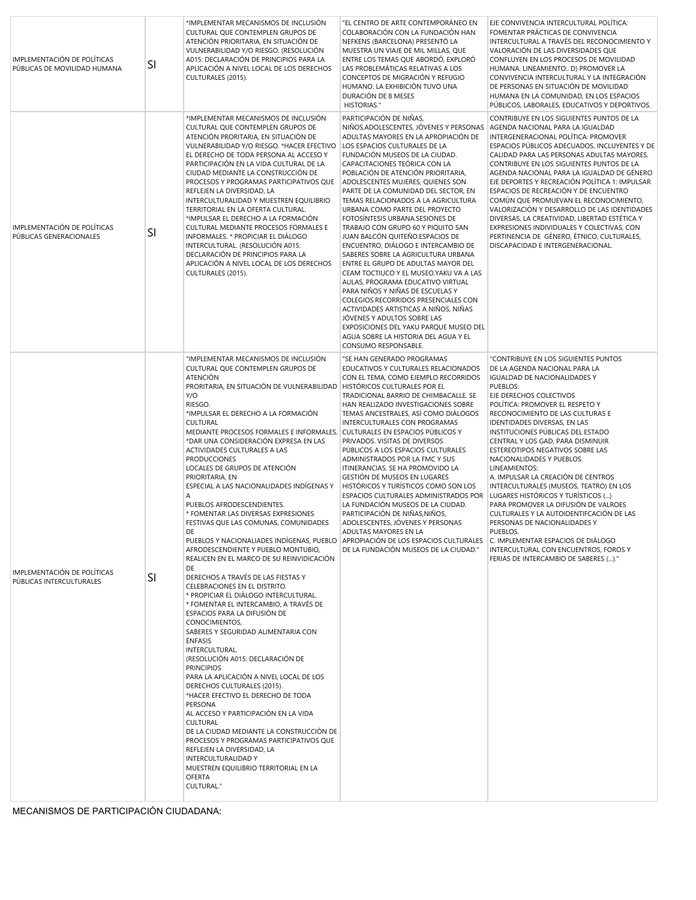| | | | | |
|---|---|---|---|---|
| IMPLEMENTACIÓN DE POLÍTICAS PÚBLICAS DE MOVILIDAD HUMANA | SI | *IMPLEMENTAR MECANISMOS DE INCLUSIÓN CULTURAL QUE CONTEMPLEN GRUPOS DE ATENCIÓN PRIORITARIA, EN SITUACIÓN DE VULNERABILIDAD Y/O RIESGO. (RESOLUCIÓN A015: DECLARACIÓN DE PRINCIPIOS PARA LA APLICACIÓN A NIVEL LOCAL DE LOS DERECHOS CULTURALES (2015). | "EL CENTRO DE ARTE CONTEMPORÁNEO EN COLABORACIÓN CON LA FUNDACIÓN HAN NEFKENS (BARCELONA) PRESENTÓ LA MUESTRA UN VIAJE DE MIL MILLAS, QUE ENTRE LOS TEMAS QUE ABORDÓ, EXPLORÓ LAS PROBLEMÁTICAS RELATIVAS A LOS CONCEPTOS DE MIGRACIÓN Y REFUGIO HUMANO. LA EXHIBICIÓN TUVO UNA DURACIÓN DE 8 MESES HISTORIAS." | EJE CONVIVENCIA INTERCULTURAL POLÍTICA: FOMENTAR PRÁCTICAS DE CONVIVENCIA INTERCULTURAL A TRAVÉS DEL RECONOCIMIENTO Y VALORACIÓN DE LAS DIVERSIDADES QUE CONFLUYEN EN LOS PROCESOS DE MOVILIDAD HUMANA. LINEAMIENTO:. D) PROMOVER LA CONVIVENCIA INTERCULTURAL Y LA INTEGRACIÓN DE PERSONAS EN SITUACIÓN DE MOVILIDAD HUMANA EN LA COMUNIDAD, EN LOS ESPACIOS PÚBLICOS, LABORALES, EDUCATIVOS Y DEPORTIVOS. |
| IMPLEMENTACIÓN DE POLÍTICAS PÚBLICAS GENERACIONALES | SI | *IMPLEMENTAR MECANISMOS DE INCLUSIÓN CULTURAL QUE CONTEMPLEN GRUPOS DE ATENCIÓN PRORITARIA, EN SITUACIÓN DE VULNERABILIDAD Y/O RIESGO. *HACER EFECTIVO EL DERECHO DE TODA PERSONA AL ACCESO Y PARTICIPACIÓN EN LA VIDA CULTURAL DE LA CIUDAD MEDIANTE LA CONSTRUCCIÓN DE PROCESOS Y PROGRAMAS PARTICIPATIVOS QUE REFLEJEN LA DIVERSIDAD, LA INTERCULTURALIDAD Y MUESTREN EQUILIBRIO TERRITORIAL EN LA OFERTA CULTURAL. *IMPULSAR EL DERECHO A LA FORMACIÓN CULTURAL MEDIANTE PROCESOS FORMALES E INFORMALES. * PROPICIAR EL DIÁLOGO INTERCULTURAL. (RESOLUCIÓN A015: DECLARACIÓN DE PRINCIPIOS PARA LA APLICACIÓN A NIVEL LOCAL DE LOS DERECHOS CULTURALES (2015). | PARTICIPACIÓN DE NIÑAS, NIÑOS,ADOLESCENTES, JÓVENES Y PERSONAS ADULTAS MAYORES EN LA APROPIACIÓN DE LOS ESPACIOS CULTURALES DE LA FUNDACIÓN MUSEOS DE LA CIUDAD. CAPACITACIONES TEÓRICA CON LA POBLACIÓN DE ATENCIÓN PRIORITARIA, ADOLESCENTES MUJERES, QUIENES SON PARTE DE LA COMUNIDAD DEL SECTOR, EN TEMAS RELACIONADOS A LA AGRICULTURA URBANA COMO PARTE DEL PROYECTO FOTOSÍNTESIS URBANA.SESIONES DE TRABAJO CON GRUPO 60 Y PIQUITO SAN JUAN BALCÓN QUITEÑO.ESPACIOS DE ENCUENTRO, DIÁLOGO E INTERCAMBIO DE SABERES SOBRE LA AGRICULTURA URBANA ENTRE EL GRUPO DE ADULTAS MAYOR DEL CEAM TOCTIUCO Y EL MUSEO.YAKU VA A LAS AULAS, PROGRAMA EDUCATIVO VIRTUAL PARA NIÑOS Y NIÑAS DE ESCUELAS Y COLEGIOS.RECORRIDOS PRESENCIALES CON ACTIVIDADES ARTISTICAS A NIÑOS, NIÑAS JÓVENES Y ADULTOS SOBRE LAS EXPOSICIONES DEL YAKU PARQUE MUSEO DEL AGUA SOBRE LA HISTORIA DEL AGUA Y EL CONSUMO RESPONSABLE. | CONTRIBUYE EN LOS SIGUIENTES PUNTOS DE LA AGENDA NACIONAL PARA LA IGUALDAD INTERGENERACIONAL POLÍTICA: PROMOVER ESPACIOS PÚBLICOS ADECUADOS, INCLUYENTES Y DE CALIDAD PARA LAS PERSONAS ADULTAS MAYORES. CONTRIBUYE EN LOS SIGUIENTES PUNTOS DE LA AGENDA NACIONAL PARA LA IGUALDAD DE GÉNERO EJE DEPORTES Y RECREACIÓN POLÍTICA 1: IMPULSAR ESPACIOS DE RECREACIÓN Y DE ENCUENTRO COMÚN QUE PROMUEVAN EL RECONOCIMIENTO, VALORIZACIÓN Y DESARROLLO DE LAS IDENTIDADES DIVERSAS, LA CREATIVIDAD, LIBERTAD ESTÉTICA Y EXPRESIONES INDIVIDUALES Y COLECTIVAS, CON PERTINENCIA DE GÉNERO, ÉTNICO, CULTURALES, DISCAPACIDAD E INTERGENERACIONAL. |
| IMPLEMENTACIÓN DE POLÍTICAS PÚBLICAS INTERCULTURALES | SI | "IMPLEMENTAR MECANISMOS DE INCLUSIÓN CULTURAL QUE CONTEMPLEN GRUPOS DE ATENCIÓN PRORITARIA, EN SITUACIÓN DE VULNERABILIDAD Y/O RIESGO. *IMPULSAR EL DERECHO A LA FORMACIÓN CULTURAL MEDIANTE PROCESOS FORMALES E INFORMALES. *DAR UNA CONSIDERACIÓN EXPRESA EN LAS ACTIVIDADES CULTURALES A LAS PRODUCCIONES LOCALES DE GRUPOS DE ATENCIÓN PRIORITARIA, EN ESPECIAL A LAS NACIONALIDADES INDÍGENAS Y A PUEBLOS AFRODESCENDIENTES. * FOMENTAR LAS DIVERSAS EXPRESIONES FESTIVAS QUE LAS COMUNAS, COMUNIDADES DE PUEBLOS Y NACIONALIADES INDÍGENAS, PUEBLO AFRODESCENDIENTE Y PUEBLO MONTUBIO, REALICEN EN EL MARCO DE SU REINVIDICACIÓN DE DERECHOS A TRAVÉS DE LAS FIESTAS Y CELEBRACIONES EN EL DISTRITO. * PROPICIAR EL DIÁLOGO INTERCULTURAL. * FOMENTAR EL INTERCAMBIO, A TRAVÉS DE ESPACIOS PARA LA DIFUSIÓN DE CONOCIMIENTOS, SABERES Y SEGURIDAD ALIMENTARIA CON ÉNFASIS INTERCULTURAL. (RESOLUCIÓN A015: DECLARACIÓN DE PRINCIPIOS PARA LA APLICACIÓN A NIVEL LOCAL DE LOS DERECHOS CULTURALES (2015). *HACER EFECTIVO EL DERECHO DE TODA PERSONA AL ACCESO Y PARTICIPACIÓN EN LA VIDA CULTURAL DE LA CIUDAD MEDIANTE LA CONSTRUCCIÓN DE PROCESOS Y PROGRAMAS PARTICIPATIVOS QUE REFLEJEN LA DIVERSIDAD, LA INTERCULTURALIDAD Y MUESTREN EQUILIBRIO TERRITORIAL EN LA OFERTA CULTURAL." | "SE HAN GENERADO PROGRAMAS EDUCATIVOS Y CULTURALES RELACIONADOS CON EL TEMA, COMO EJEMPLO RECORRIDOS HISTÓRICOS CULTURALES POR EL TRADICIONAL BARRIO DE CHIMBACALLE. SE HAN REALIZADO INVESTIGACIONES SOBRE TEMAS ANCESTRALES, ASÍ COMO DIÁLOGOS INTERCULTURALES CON PROGRAMAS CULTURALES EN ESPACIOS PÚBLICOS Y PRIVADOS. VISITAS DE DIVERSOS PÚBLICOS A LOS ESPACIOS CULTURALES ADMINISTRADOS POR LA FMC Y SUS ITINERANCIAS. SE HA PROMOVIDO LA GESTIÓN DE MUSEOS EN LUGARES HISTÓRICOS Y TURÍSTICOS COMO SON LOS ESPACIOS CULTURALES ADMINISTRADOS POR LA FUNDACIÓN MUSEOS DE LA CIUDAD. PARTICIPACIÓN DE NIÑAS,NIÑOS, ADOLESCENTES, JÓVENES Y PERSONAS ADULTAS MAYORES EN LA APROPIACIÓN DE LOS ESPACIOS CULTURALES DE LA FUNDACIÓN MUSEOS DE LA CIUDAD." | "CONTRIBUYE EN LOS SIGUIENTES PUNTOS DE LA AGENDA NACIONAL PARA LA IGUALDAD DE NACIONALIDADES Y PUEBLOS: EJE DERECHOS COLECTIVOS POLÍTICA: PROMOVER EL RESPETO Y RECONOCIMIENTO DE LAS CULTURAS E IDENTIDADES DIVERSAS, EN LAS INSTITUCIONES PÚBLICAS DEL ESTADO CENTRAL Y LOS GAD, PARA DISMINUIR ESTEREOTIPOS NEGATIVOS SOBRE LAS NACIONALIDADES Y PUEBLOS. LINEAMIENTOS: A. IMPULSAR LA CREACIÓN DE CENTROS INTERCULTURALES (MUSEOS, TEATRO) EN LOS LUGARES HISTÓRICOS Y TURÍSTICOS (...) PARA PROMOVER LA DIFUSIÓN DE VALROES CULTURALES Y LA AUTOIDENTIFCACIÓN DE LAS PERSONAS DE NACIONALIDADES Y PUEBLOS. C. IMPLEMENTAR ESPACIOS DE DIÁLOGO INTERCULTURAL CON ENCUENTROS, FOROS Y FERIAS DE INTERCAMBIO DE SABERES (...)." |

MECANISMOS DE PARTICIPACIÓN CIUDADANA: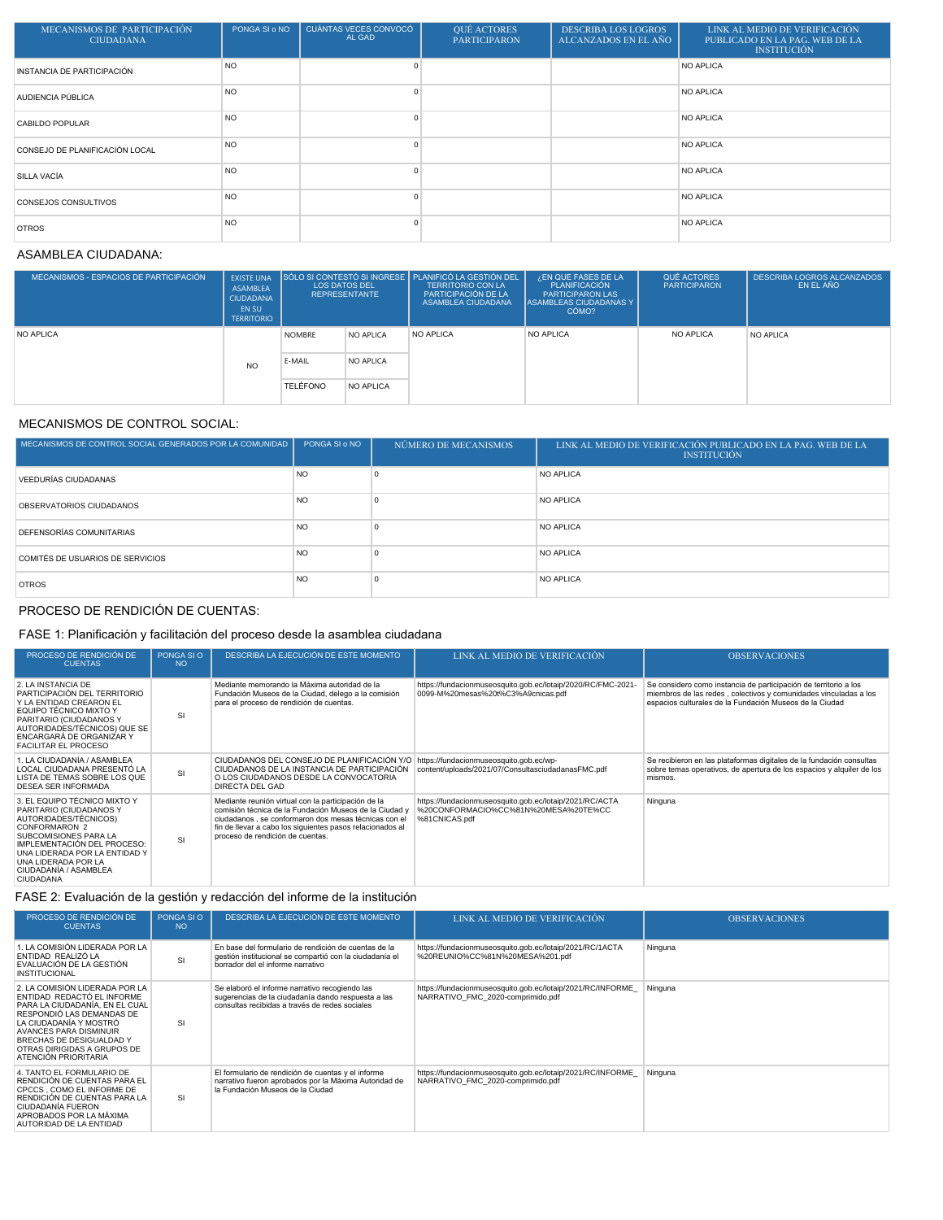| MECANISMOS DE PARTICIPACIÓN CIUDADANA | PONGA SI o NO | CUÁNTAS VECES CONVOCÓ AL GAD | QUÉ ACTORES PARTICIPARON | DESCRIBA LOS LOGROS ALCANZADOS EN EL AÑO | LINK AL MEDIO DE VERIFICACIÓN PUBLICADO EN LA PAG. WEB DE LA INSTITUCIÓN |
|---|---|---|---|---|---|
| INSTANCIA DE PARTICIPACIÓN | NO | 0 | | | NO APLICA |
| AUDIENCIA PÚBLICA | NO | 0 | | | NO APLICA |
| CABILDO POPULAR | NO | 0 | | | NO APLICA |
| CONSEJO DE PLANIFICACIÓN LOCAL | NO | 0 | | | NO APLICA |
| SILLA VACÍA | NO | 0 | | | NO APLICA |
| CONSEJOS CONSULTIVOS | NO | 0 | | | NO APLICA |
| OTROS | NO | 0 | | | NO APLICA |

## ASAMBLEA CIUDADANA:

| MECANISMOS - ESPACIOS DE PARTICIPACIÓN | EXISTE UNA ASAMBLEA CIUDADANA EN SU TERRITORIO | SÓLO SI CONTESTÓ SI INGRESE LOS DATOS DEL REPRESENTANTE | | PLANIFICÓ LA GESTIÓN DEL TERRITORIO CON LA PARTICIPACIÓN DE LA ASAMBLEA CIUDADANA | ¿EN QUE FASES DE LA PLANIFICACIÓN PARTICIPARON LAS ASAMBLEAS CIUDADANAS Y CÓMO? | QUÉ ACTORES PARTICIPARON | DESCRIBA LOGROS ALCANZADOS EN EL AÑO |
|---|---|---|---|---|---|---|---|
| NO APLICA | NO | NOMBRE | NO APLICA | NO APLICA | NO APLICA | NO APLICA | NO APLICA |
| | | E-MAIL | NO APLICA | | | | |
| | | TELÉFONO | NO APLICA | | | | |

## MECANISMOS DE CONTROL SOCIAL:

| MECANISMOS DE CONTROL SOCIAL GENERADOS POR LA COMUNIDAD | PONGA SI o NO | NÚMERO DE MECANISMOS | LINK AL MEDIO DE VERIFICACIÓN PUBLICADO EN LA PAG. WEB DE LA INSTITUCIÓN |
|---|---|---|---|
| VEEDURÍAS CIUDADANAS | NO | 0 | NO APLICA |
| OBSERVATORIOS CIUDADANOS | NO | 0 | NO APLICA |
| DEFENSORÍAS COMUNITARIAS | NO | 0 | NO APLICA |
| COMITÉS DE USUARIOS DE SERVICIOS | NO | 0 | NO APLICA |
| OTROS | NO | 0 | NO APLICA |

## PROCESO DE RENDICIÓN DE CUENTAS:

### FASE 1: Planificación y facilitación del proceso desde la asamblea ciudadana

| PROCESO DE RENDICIÓN DE CUENTAS | PONGA SI O NO | DESCRIBA LA EJECUCIÓN DE ESTE MOMENTO | LINK AL MEDIO DE VERIFICACIÓN | OBSERVACIONES |
|---|---|---|---|---|
| 2. LA INSTANCIA DE PARTICIPACIÓN DEL TERRITORIO Y LA ENTIDAD CREARON EL EQUIPO TÉCNICO MIXTO Y PARITARIO (CIUDADANOS Y AUTORIDADES/TÉCNICOS) QUE SE ENCARGARÁ DE ORGANIZAR Y FACILITAR EL PROCESO | SI | Mediante memorando la Máxima autoridad de la Fundación Museos de la Ciudad, delego a la comisión para el proceso de rendición de cuentas. | https://fundacionmuseosquito.gob.ec/lotaip/2020/RC/FMC-2021-0099-M%20mesas%20t%C3%A9cnicas.pdf | Se considero como instancia de participación de territorio a los miembros de las redes , colectivos y comunidades vinculadas a los espacios culturales de la Fundación Museos de la Ciudad |
| 1. LA CIUDADANÍA / ASAMBLEA LOCAL CIUDADANA PRESENTÓ LA LISTA DE TEMAS SOBRE LOS QUE DESEA SER INFORMADA | SI | CIUDADANOS DEL CONSEJO DE PLANIFICACIÓN Y/O CIUDADANOS DE LA INSTANCIA DE PARTICIPACIÓN O LOS CIUDADANOS DESDE LA CONVOCATORIA DIRECTA DEL GAD | https://fundacionmuseosquito.gob.ec/wp-content/uploads/2021/07/ConsultasciudadanasFMC.pdf | Se recibieron en las plataformas digitales de la fundación consultas sobre temas operativos, de apertura de los espacios y alquiler de los mismos. |
| 3. EL EQUIPO TÉCNICO MIXTO Y PARITARIO (CIUDADANOS Y AUTORIDADES/TÉCNICOS) CONFORMARON 2 SUBCOMISIONES PARA LA IMPLEMENTACIÓN DEL PROCESO: UNA LIDERADA POR LA ENTIDAD Y UNA LIDERADA POR LA CIUDADANÍA / ASAMBLEA CIUDADANA | SI | Mediante reunión virtual con la participación de la comisión técnica de la Fundación Museos de la Ciudad y ciudadanos , se conformaron dos mesas técnicas con el fin de llevar a cabo los siguientes pasos relacionados al proceso de rendición de cuentas. | https://fundacionmuseosquito.gob.ec/lotaip/2021/RC/ACTA%20CONFORMACIO%CC%81N%20MESA%20TE%CC%81CNICAS.pdf | Ninguna |

### FASE 2: Evaluación de la gestión y redacción del informe de la institución

| PROCESO DE RENDICIÓN DE CUENTAS | PONGA SI O NO | DESCRIBA LA EJECUCIÓN DE ESTE MOMENTO | LINK AL MEDIO DE VERIFICACIÓN | OBSERVACIONES |
|---|---|---|---|---|
| 1. LA COMISIÓN LIDERADA POR LA ENTIDAD REALIZÓ LA EVALUACIÓN DE LA GESTIÓN INSTITUCIONAL | SI | En base del formulario de rendición de cuentas de la gestión institucional se compartió con la ciudadanía el borrador del el informe narrativo | https://fundacionmuseosquito.gob.ec/lotaip/2021/RC/1ACTA%20REUNIO%CC%81N%20MESA%201.pdf | Ninguna |
| 2. LA COMISIÓN LIDERADA POR LA ENTIDAD REDACTÓ EL INFORME PARA LA CIUDADANÍA, EN EL CUAL RESPONDIÓ LAS DEMANDAS DE LA CIUDADANÍA Y MOSTRÓ AVANCES PARA DISMINUIR BRECHAS DE DESIGUALDAD Y OTRAS DIRIGIDAS A GRUPOS DE ATENCIÓN PRIORITARIA | SI | Se elaboró el informe narrativo recogiendo las sugerencias de la ciudadanía dando respuesta a las consultas recibidas a través de redes sociales | https://fundacionmuseosquito.gob.ec/lotaip/2021/RC/INFORME_NARRATIVO_FMC_2020-comprimido.pdf | Ninguna |
| 4. TANTO EL FORMULARIO DE RENDICIÓN DE CUENTAS PARA EL CPCCS , COMO EL INFORME DE RENDICIÓN DE CUENTAS PARA LA CIUDADANÍA FUERON APROBADOS POR LA MÁXIMA AUTORIDAD DE LA ENTIDAD | SI | El formulario de rendición de cuentas y el informe narrativo fueron aprobados por la Máxima Autoridad de la Fundación Museos de la Ciudad | https://fundacionmuseosquito.gob.ec/lotaip/2021/RC/INFORME_NARRATIVO_FMC_2020-comprimido.pdf | Ninguna |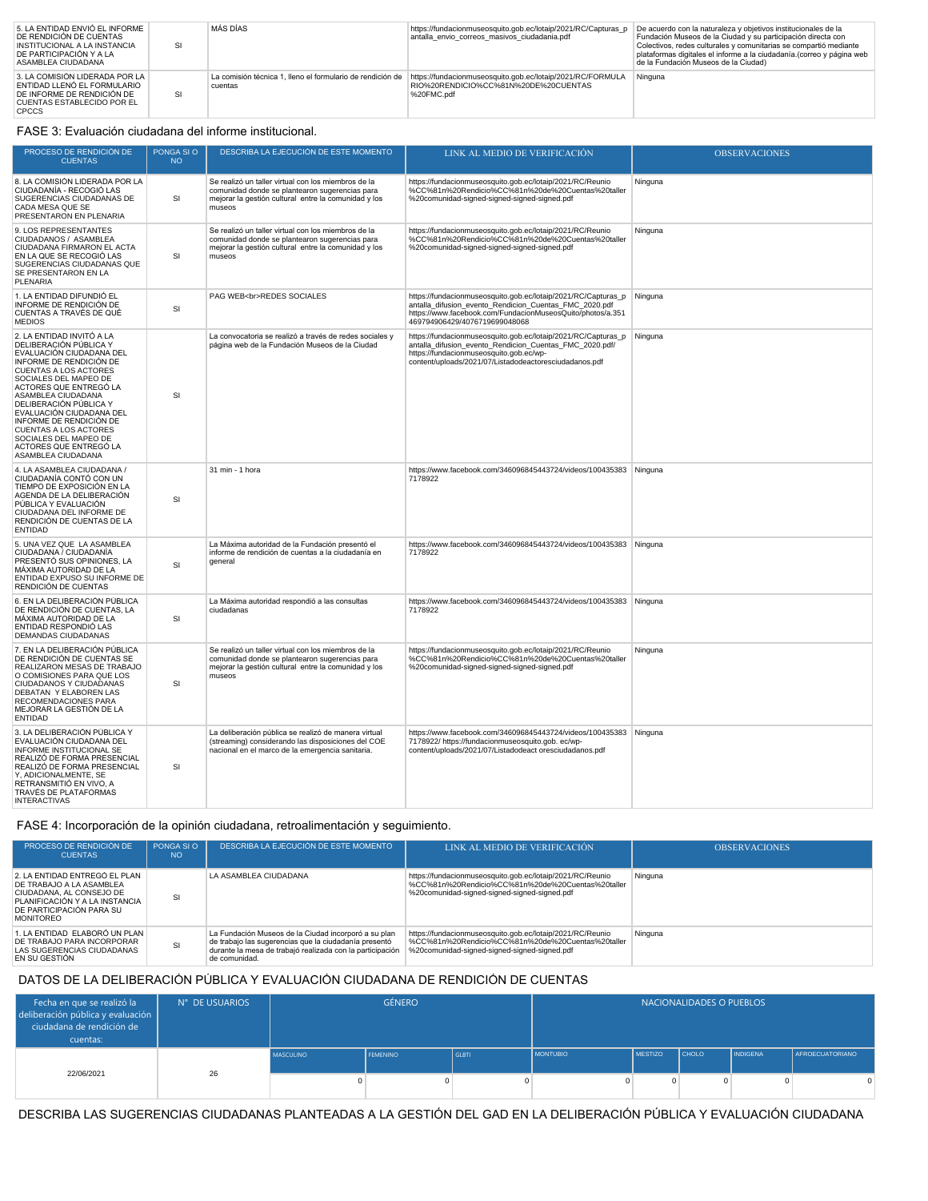| | | | | |
|---|---|---|---|---|
| 5. LA ENTIDAD ENVIÓ EL INFORME DE RENDICIÓN DE CUENTAS INSTITUCIONAL A LA INSTANCIA DE PARTICIPACIÓN Y A LA ASAMBLEA CIUDADANA | SI | MÁS DÍAS | https://fundacionmuseosquito.gob.ec/lotaip/2021/RC/Capturas_pantalla_envio_correos_masivos_ciudadania.pdf | De acuerdo con la naturaleza y objetivos institucionales de la Fundación Museos de la Ciudad y su participación directa con Colectivos, redes culturales y comunitarias se compartió mediante plataformas digitales el informe a la ciudadanía.(correo y página web de la Fundación Museos de la Ciudad) |
| 3. LA COMISIÓN LIDERADA POR LA ENTIDAD LLENÓ EL FORMULARIO DE INFORME DE RENDICIÓN DE CUENTAS ESTABLECIDO POR EL CPCCS | SI | La comisión técnica 1, lleno el formulario de rendición de cuentas | https://fundacionmuseosquito.gob.ec/lotaip/2021/RC/FORMULARIO%20RENDICIO%CC%81N%20DE%20CUENTAS%20FMC.pdf | Ninguna |

FASE 3: Evaluación ciudadana del informe institucional.

| PROCESO DE RENDICIÓN DE CUENTAS | PONGA SI O NO | DESCRIBA LA EJECUCIÓN DE ESTE MOMENTO | LINK AL MEDIO DE VERIFICACIÓN | OBSERVACIONES |
|---|---|---|---|---|
| 8. LA COMISIÓN LIDERADA POR LA CIUDADANÍA - RECOGIÓ LAS SUGERENCIAS CIUDADANAS DE CADA MESA QUE SE PRESENTARON EN PLENARIA | SI | Se realizó un taller virtual con los miembros de la comunidad donde se plantearon sugerencias para mejorar la gestión cultural entre la comunidad y los museos | https://fundacionmuseosquito.gob.ec/lotaip/2021/RC/Reunio%CC%81n%20Rendicio%CC%81n%20de%20Cuentas%20taller%20comunidad-signed-signed-signed-signed.pdf | Ninguna |
| 9. LOS REPRESENTANTES CIUDADANOS / ASAMBLEA CIUDADANA FIRMARON EL ACTA EN LA QUE SE RECOGIÓ LAS SUGERENCIAS CIUDADANAS QUE SE PRESENTARON EN LA PLENARIA | SI | Se realizó un taller virtual con los miembros de la comunidad donde se plantearon sugerencias para mejorar la gestión cultural entre la comunidad y los museos | https://fundacionmuseosquito.gob.ec/lotaip/2021/RC/Reunio%CC%81n%20Rendicio%CC%81n%20de%20Cuentas%20taller%20comunidad-signed-signed-signed-signed.pdf | Ninguna |
| 1. LA ENTIDAD DIFUNDIÓ EL INFORME DE RENDICIÓN DE CUENTAS A TRAVÉS DE QUÉ MEDIOS | SI | PAG WEB<br>REDES SOCIALES | https://fundacionmuseosquito.gob.ec/lotaip/2021/RC/Capturas_pantalla_difusion_evento_Rendicion_Cuentas_FMC_2020.pdf https://www.facebook.com/FundacionMuseosQuito/photos/a.351469794906429/4076719699048068 | Ninguna |
| 2. LA ENTIDAD INVITÓ A LA DELIBERACIÓN PÚBLICA Y EVALUACIÓN CIUDADANA DEL INFORME DE RENDICIÓN DE CUENTAS A LOS ACTORES SOCIALES DEL MAPEO DE ACTORES QUE ENTREGÓ LA ASAMBLEA CIUDADANA DELIBERACIÓN PÚBLICA Y EVALUACIÓN CIUDADANA DEL INFORME DE RENDICIÓN DE CUENTAS A LOS ACTORES SOCIALES DEL MAPEO DE ACTORES QUE ENTREGÓ LA ASAMBLEA CIUDADANA | SI | La convocatoria se realizó a través de redes sociales y página web de la Fundación Museos de la Ciudad | https://fundacionmuseosquito.gob.ec/lotaip/2021/RC/Capturas_pantalla_difusion_evento_Rendicion_Cuentas_FMC_2020.pdf/ https://fundacionmuseosquito.gob.ec/wp-content/uploads/2021/07/Listadodeactoresciudadanos.pdf | Ninguna |
| 4. LA ASAMBLEA CIUDADANA / CIUDADANÍA CONTÓ CON UN TIEMPO DE EXPOSICIÓN EN LA AGENDA DE LA DELIBERACIÓN PÚBLICA Y EVALUACIÓN CIUDADANA DEL INFORME DE RENDICIÓN DE CUENTAS DE LA ENTIDAD | SI | 31 min - 1 hora | https://www.facebook.com/346096845443724/videos/1004353837178922 | Ninguna |
| 5. UNA VEZ QUE LA ASAMBLEA CIUDADANA / CIUDADANÍA PRESENTÓ SUS OPINIONES, LA MÁXIMA AUTORIDAD DE LA ENTIDAD EXPUSO SU INFORME DE RENDICIÓN DE CUENTAS | SI | La Máxima autoridad de la Fundación presentó el informe de rendición de cuentas a la ciudadanía en general | https://www.facebook.com/346096845443724/videos/1004353837178922 | Ninguna |
| 6. EN LA DELIBERACIÓN PÚBLICA DE RENDICIÓN DE CUENTAS, LA MÁXIMA AUTORIDAD DE LA ENTIDAD RESPONDIÓ LAS DEMANDAS CIUDADANAS | SI | La Máxima autoridad respondió a las consultas ciudadanas | https://www.facebook.com/346096845443724/videos/1004353837178922 | Ninguna |
| 7. EN LA DELIBERACIÓN PÚBLICA DE RENDICIÓN DE CUENTAS SE REALIZARON MESAS DE TRABAJO O COMISIONES PARA QUE LOS CIUDADANOS Y CIUDADANAS DEBATAN Y ELABOREN LAS RECOMENDACIONES PARA MEJORAR LA GESTIÓN DE LA ENTIDAD | SI | Se realizó un taller virtual con los miembros de la comunidad donde se plantearon sugerencias para mejorar la gestión cultural entre la comunidad y los museos | https://fundacionmuseosquito.gob.ec/lotaip/2021/RC/Reunio%CC%81n%20Rendicio%CC%81n%20de%20Cuentas%20taller%20comunidad-signed-signed-signed-signed.pdf | Ninguna |
| 3. LA DELIBERACIÓN PÚBLICA Y EVALUACIÓN CIUDADANA DEL INFORME INSTITUCIONAL SE REALIZÓ DE FORMA PRESENCIAL REALIZÓ DE FORMA PRESENCIAL Y, ADICIONALMENTE, SE RETRANSMITIÓ EN VIVO, A TRAVÉS DE PLATAFORMAS INTERACTIVAS | SI | La deliberación pública se realizó de manera virtual (streaming) considerando las disposiciones del COE nacional en el marco de la emergencia sanitaria. | https://www.facebook.com/346096845443724/videos/1004353837178922/ https://fundacionmuseosquito.gob.ec/wp-content/uploads/2021/07/Listadodeact oresciudadanos.pdf | Ninguna |

FASE 4: Incorporación de la opinión ciudadana, retroalimentación y seguimiento.

| PROCESO DE RENDICIÓN DE CUENTAS | PONGA SI O NO | DESCRIBA LA EJECUCIÓN DE ESTE MOMENTO | LINK AL MEDIO DE VERIFICACIÓN | OBSERVACIONES |
|---|---|---|---|---|
| 2. LA ENTIDAD ENTREGÓ EL PLAN DE TRABAJO A LA ASAMBLEA CIUDADANA, AL CONSEJO DE PLANIFICACIÓN Y A LA INSTANCIA DE PARTICIPACIÓN PARA SU MONITOREO | SI | LA ASAMBLEA CIUDADANA | https://fundacionmuseosquito.gob.ec/lotaip/2021/RC/Reunio%CC%81n%20Rendicio%CC%81n%20de%20Cuentas%20taller%20comunidad-signed-signed-signed-signed.pdf | Ninguna |
| 1. LA ENTIDAD ELABORÓ UN PLAN DE TRABAJO PARA INCORPORAR LAS SUGERENCIAS CIUDADANAS EN SU GESTIÓN | SI | La Fundación Museos de la Ciudad incorporó a su plan de trabajo las sugerencias que la ciudadanía presentó durante la mesa de trabajó realizada con la participación de comunidad. | https://fundacionmuseosquito.gob.ec/lotaip/2021/RC/Reunio%CC%81n%20Rendicio%CC%81n%20de%20Cuentas%20taller%20comunidad-signed-signed-signed-signed.pdf | Ninguna |

DATOS DE LA DELIBERACIÓN PÚBLICA Y EVALUACIÓN CIUDADANA DE RENDICIÓN DE CUENTAS

| Fecha en que se realizó la deliberación pública y evaluación ciudadana de rendición de cuentas: | N° DE USUARIOS | GÉNERO | | | NACIONALIDADES O PUEBLOS | | | | |
|---|---|---|---|---|---|---|---|---|---|
| | | MASCULINO | FEMENINO | GLBTI | MONTUBIO | MESTIZO | CHOLO | INDIGENA | AFROECUATORIANO |
| 22/06/2021 | 26 | 0 | 0 | 0 | 0 | 0 | 0 | 0 | 0 |

DESCRIBA LAS SUGERENCIAS CIUDADANAS PLANTEADAS A LA GESTIÓN DEL GAD EN LA DELIBERACIÓN PÚBLICA Y EVALUACIÓN CIUDADANA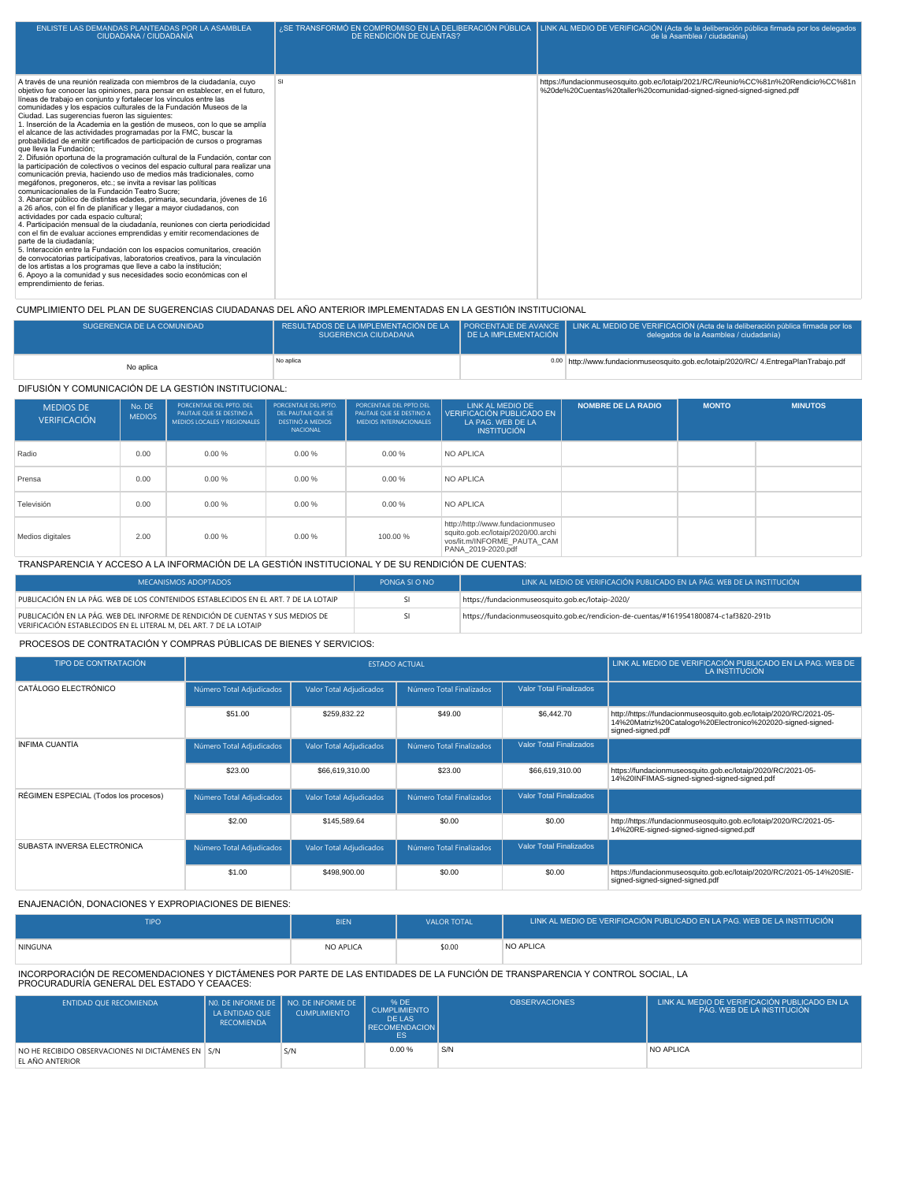| ENLISTE LAS DEMANDAS PLANTEADAS POR LA ASAMBLEA CIUDADANA / CIUDADANÍA | ¿SE TRANSFORMÓ EN COMPROMISO EN LA DELIBERACIÓN PÚBLICA DE RENDICIÓN DE CUENTAS? | LINK AL MEDIO DE VERIFICACIÓN (Acta de la deliberación pública firmada por los delegados de la Asamblea / ciudadanía) |
|---|---|---|
| A través de una reunión realizada con miembros de la ciudadanía, cuyo objetivo fue conocer las opiniones, para pensar en establecer, en el futuro, líneas de trabajo en conjunto y fortalecer los vínculos entre las comunidades y los espacios culturales de la Fundación Museos de la Ciudad. Las sugerencias fueron las siguientes:<br>1. Inserción de la Academia en la gestión de museos, con lo que se amplía el alcance de las actividades programadas por la FMC, buscar la probabilidad de emitir certificados de participación de cursos o programas que lleva la Fundación;<br>2. Difusión oportuna de la programación cultural de la Fundación, contar con la participación de colectivos o vecinos del espacio cultural para realizar una comunicación previa, haciendo uso de medios más tradicionales, como megáfonos, pregoneros, etc.; se invita a revisar las políticas comunicacionales de la Fundación Teatro Sucre;<br>3. Abarcar público de distintas edades, primaria, secundaria, jóvenes de 16 a 26 años, con el fin de planificar y llegar a mayor ciudadanos, con actividades por cada espacio cultural;<br>4. Participación mensual de la ciudadanía, reuniones con cierta periodicidad con el fin de evaluar acciones emprendidas y emitir recomendaciones de parte de la ciudadanía;<br>5. Interacción entre la Fundación con los espacios comunitarios, creación de convocatorias participativas, laboratorios creativos, para la vinculación de los artistas a los programas que lleve a cabo la institución;<br>6. Apoyo a la comunidad y sus necesidades socio económicas con el emprendimiento de ferias. | SI | https://fundacionmuseosquito.gob.ec/lotaip/2021/RC/Reunio%CC%81n%20Rendicio%CC%81n%20de%20Cuentas%20taller%20comunidad-signed-signed-signed.pdf |

CUMPLIMIENTO DEL PLAN DE SUGERENCIAS CIUDADANAS DEL AÑO ANTERIOR IMPLEMENTADAS EN LA GESTIÓN INSTITUCIONAL

| SUGERENCIA DE LA COMUNIDAD | RESULTADOS DE LA IMPLEMENTACIÓN DE LA SUGERENCIA CIUDADANA | PORCENTAJE DE AVANCE DE LA IMPLEMENTACIÓN | LINK AL MEDIO DE VERIFICACIÓN (Acta de la deliberación pública firmada por los delegados de la Asamblea / ciudadanía) |
|---|---|---|---|
| No aplica | No aplica | 0.00 | http://www.fundacionmuseosquito.gob.ec/lotaip/2020/RC/ 4.EntregaPlanTrabajo.pdf |

DIFUSIÓN Y COMUNICACIÓN DE LA GESTIÓN INSTITUCIONAL:

| MEDIOS DE VERIFICACIÓN | No. DE MEDIOS | PORCENTAJE DEL PPTO. DEL PAUTAJE QUE SE DESTINO A MEDIOS LOCALES Y REGIONALES | PORCENTAJE DEL PPTO. DEL PAUTAJE QUE SE DESTINÓ A MEDIOS NACIONAL | PORCENTAJE DEL PPTO DEL PAUTAJE QUE SE DESTINO A MEDIOS INTERNACIONALES | LINK AL MEDIO DE VERIFICACIÓN PUBLICADO EN LA PAG. WEB DE LA INSTITUCIÓN | NOMBRE DE LA RADIO | MONTO | MINUTOS |
|---|---|---|---|---|---|---|---|---|
| Radio | 0.00 | 0.00 % | 0.00 % | 0.00 % | NO APLICA | | | |
| Prensa | 0.00 | 0.00 % | 0.00 % | 0.00 % | NO APLICA | | | |
| Televisión | 0.00 | 0.00 % | 0.00 % | 0.00 % | NO APLICA | | | |
| Medios digitales | 2.00 | 0.00 % | 0.00 % | 100.00 % | http://http://www.fundacionmuseosquito.gob.ec/lotaip/2020/00.archivos/lit.m/INFORME_PAUTA_CAMPANA_2019-2020.pdf | | | |

TRANSPARENCIA Y ACCESO A LA INFORMACIÓN DE LA GESTIÓN INSTITUCIONAL Y DE SU RENDICIÓN DE CUENTAS:

| MECANISMOS ADOPTADOS | PONGA SI O NO | LINK AL MEDIO DE VERIFICACIÓN PUBLICADO EN LA PÁG. WEB DE LA INSTITUCIÓN |
|---|---|---|
| PUBLICACIÓN EN LA PÁG. WEB DE LOS CONTENIDOS ESTABLECIDOS EN EL ART. 7 DE LA LOTAIP | SI | https://fundacionmuseosquito.gob.ec/lotaip-2020/ |
| PUBLICACIÓN EN LA PÁG. WEB DEL INFORME DE RENDICIÓN DE CUENTAS Y SUS MEDIOS DE VERIFICACIÓN ESTABLECIDOS EN EL LITERAL M, DEL ART. 7 DE LA LOTAIP | SI | https://fundacionmuseosquito.gob.ec/rendicion-de-cuentas/#1619541800874-c1af3820-291b |

PROCESOS DE CONTRATACIÓN Y COMPRAS PÚBLICAS DE BIENES Y SERVICIOS:

| TIPO DE CONTRATACIÓN | ESTADO ACTUAL | | | | LINK AL MEDIO DE VERIFICACIÓN PUBLICADO EN LA PAG. WEB DE LA INSTITUCIÓN |
|---|---|---|---|---|---|
| CATÁLOGO ELECTRÓNICO | Número Total Adjudicados | Valor Total Adjudicados | Número Total Finalizados | Valor Total Finalizados | |
| | $51.00 | $259,832.22 | $49.00 | $6,442.70 | http://https://fundacionmuseosquito.gob.ec/lotaip/2020/RC/2021-05-14%20Matriz%20Catalogo%20Electronico%202020-signed-signed-signed-signed.pdf |
| ÍNFIMA CUANTÍA | Número Total Adjudicados | Valor Total Adjudicados | Número Total Finalizados | Valor Total Finalizados | |
| | $23.00 | $66,619,310.00 | $23.00 | $66,619,310.00 | https://fundacionmuseosquito.gob.ec/lotaip/2020/RC/2021-05-14%20INFIMAS-signed-signed-signed-signed.pdf |
| RÉGIMEN ESPECIAL (Todos los procesos) | Número Total Adjudicados | Valor Total Adjudicados | Número Total Finalizados | Valor Total Finalizados | |
| | $2.00 | $145,589.64 | $0.00 | $0.00 | http://https://fundacionmuseosquito.gob.ec/lotaip/2020/RC/2021-05-14%20RE-signed-signed-signed-signed.pdf |
| SUBASTA INVERSA ELECTRÓNICA | Número Total Adjudicados | Valor Total Adjudicados | Número Total Finalizados | Valor Total Finalizados | |
| | $1.00 | $498,900.00 | $0.00 | $0.00 | https://fundacionmuseosquito.gob.ec/lotaip/2020/RC/2021-05-14%20SIE-signed-signed-signed-signed.pdf |

ENAJENACIÓN, DONACIONES Y EXPROPIACIONES DE BIENES:

| TIPO | BIEN | VALOR TOTAL | LINK AL MEDIO DE VERIFICACIÓN PUBLICADO EN LA PAG. WEB DE LA INSTITUCIÓN |
|---|---|---|---|
| NINGUNA | NO APLICA | $0.00 | NO APLICA |

INCORPORACIÓN DE RECOMENDACIONES Y DICTÁMENES POR PARTE DE LAS ENTIDADES DE LA FUNCIÓN DE TRANSPARENCIA Y CONTROL SOCIAL, LA PROCURADURÍA GENERAL DEL ESTADO Y CEAACES:

| ENTIDAD QUE RECOMIENDA | N0. DE INFORME DE LA ENTIDAD QUE RECOMIENDA | NO. DE INFORME DE CUMPLIMIENTO | % DE CUMPLIMIENTO DE LAS RECOMENDACIONES | OBSERVACIONES | LINK AL MEDIO DE VERIFICACIÓN PUBLICADO EN LA PÁG. WEB DE LA INSTITUCIÓN |
|---|---|---|---|---|---|
| NO HE RECIBIDO OBSERVACIONES NI DICTÁMENES EN EL AÑO ANTERIOR | S/N | S/N | 0.00 % | S/N | NO APLICA |